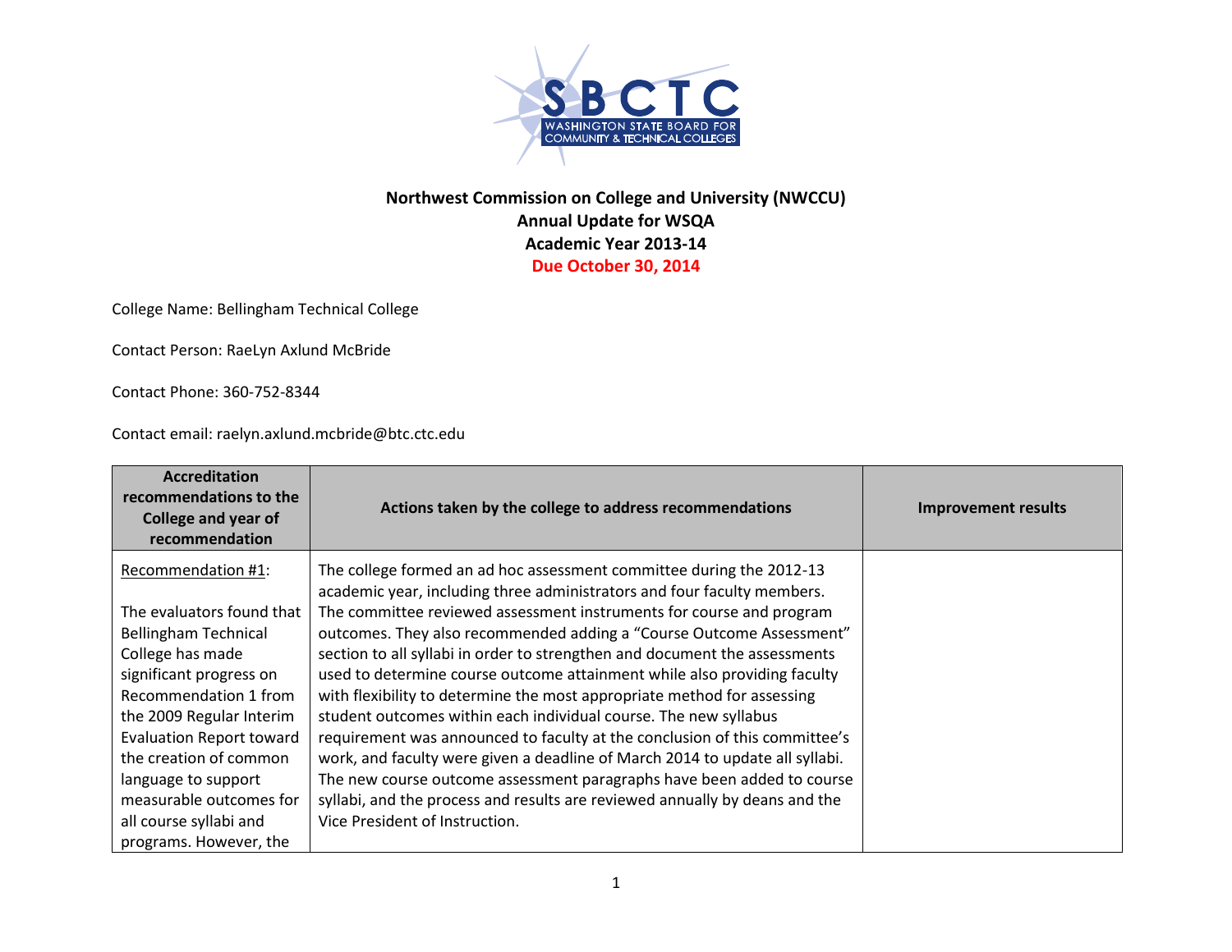**Northwest Commission on College and University (NWCCU)**
**Annual Update for WSQA**
**Academic Year 2013-14**
**Due October 30, 2014**

College Name: Bellingham Technical College

Contact Person: RaeLyn Axlund McBride

Contact Phone: 360-752-8344

Contact email: raelyn.axlund.mcbride@btc.ctc.edu

| Accreditation recommendations to the College and year of recommendation | Actions taken by the college to address recommendations | Improvement results |
|---|---|---|
| Recommendation #1:<br><br>The evaluators found that Bellingham Technical College has made significant progress on Recommendation 1 from the 2009 Regular Interim Evaluation Report toward the creation of common language to support measurable outcomes for all course syllabi and programs. However, the | The college formed an ad hoc assessment committee during the 2012-13 academic year, including three administrators and four faculty members. The committee reviewed assessment instruments for course and program outcomes. They also recommended adding a "Course Outcome Assessment" section to all syllabi in order to strengthen and document the assessments used to determine course outcome attainment while also providing faculty with flexibility to determine the most appropriate method for assessing student outcomes within each individual course. The new syllabus requirement was announced to faculty at the conclusion of this committee's work, and faculty were given a deadline of March 2014 to update all syllabi. The new course outcome assessment paragraphs have been added to course syllabi, and the process and results are reviewed annually by deans and the Vice President of Instruction. | |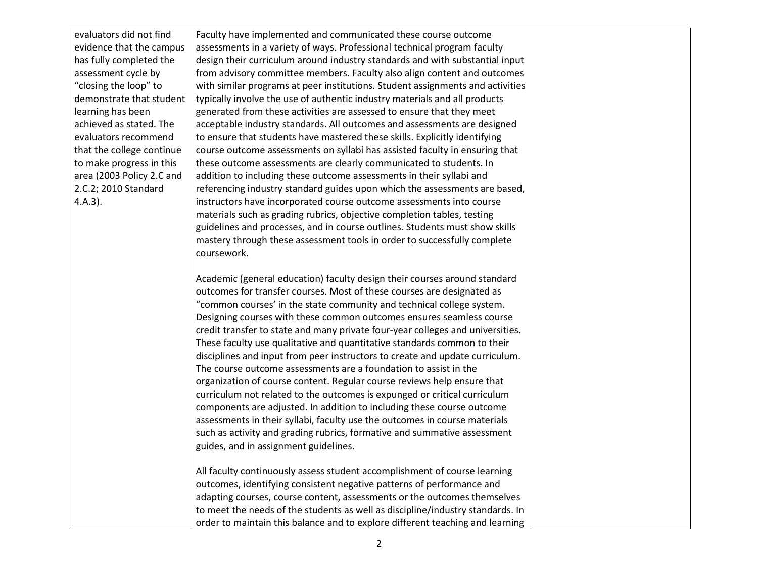| | | |
|---|---|---|
| evaluators did not find evidence that the campus has fully completed the assessment cycle by "closing the loop" to demonstrate that student learning has been achieved as stated. The evaluators recommend that the college continue to make progress in this area (2003 Policy 2.C and 2.C.2; 2010 Standard 4.A.3). | Faculty have implemented and communicated these course outcome assessments in a variety of ways. Professional technical program faculty design their curriculum around industry standards and with substantial input from advisory committee members. Faculty also align content and outcomes with similar programs at peer institutions. Student assignments and activities typically involve the use of authentic industry materials and all products generated from these activities are assessed to ensure that they meet acceptable industry standards. All outcomes and assessments are designed to ensure that students have mastered these skills. Explicitly identifying course outcome assessments on syllabi has assisted faculty in ensuring that these outcome assessments are clearly communicated to students. In addition to including these outcome assessments in their syllabi and referencing industry standard guides upon which the assessments are based, instructors have incorporated course outcome assessments into course materials such as grading rubrics, objective completion tables, testing guidelines and processes, and in course outlines. Students must show skills mastery through these assessment tools in order to successfully complete coursework.<br><br>Academic (general education) faculty design their courses around standard outcomes for transfer courses. Most of these courses are designated as "common courses' in the state community and technical college system. Designing courses with these common outcomes ensures seamless course credit transfer to state and many private four-year colleges and universities. These faculty use qualitative and quantitative standards common to their disciplines and input from peer instructors to create and update curriculum. The course outcome assessments are a foundation to assist in the organization of course content. Regular course reviews help ensure that curriculum not related to the outcomes is expunged or critical curriculum components are adjusted. In addition to including these course outcome assessments in their syllabi, faculty use the outcomes in course materials such as activity and grading rubrics, formative and summative assessment guides, and in assignment guidelines.<br><br>All faculty continuously assess student accomplishment of course learning outcomes, identifying consistent negative patterns of performance and adapting courses, course content, assessments or the outcomes themselves to meet the needs of the students as well as discipline/industry standards. In order to maintain this balance and to explore different teaching and learning | |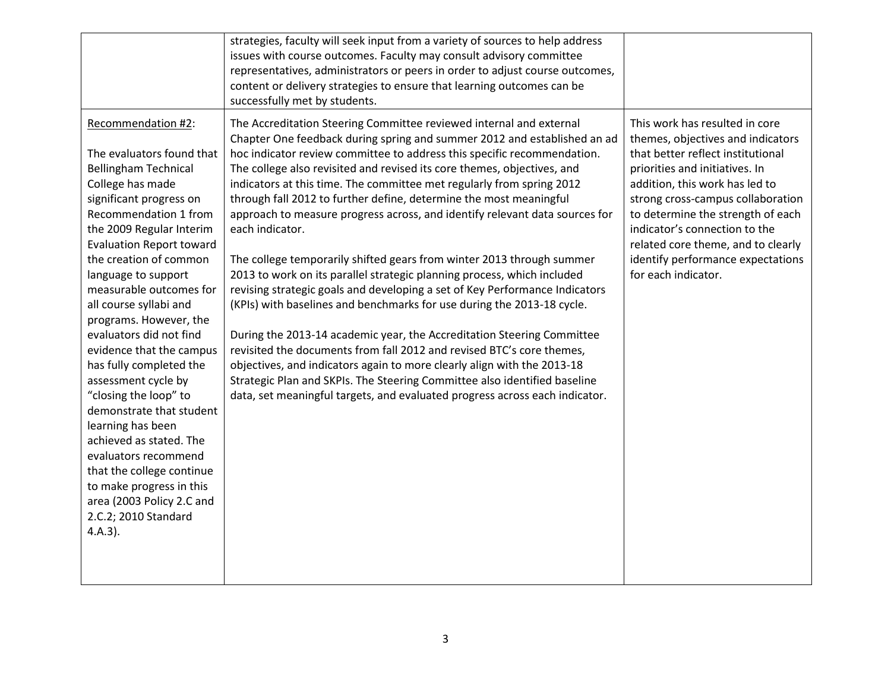| | | |
|---|---|---|
| | strategies, faculty will seek input from a variety of sources to help address issues with course outcomes. Faculty may consult advisory committee representatives, administrators or peers in order to adjust course outcomes, content or delivery strategies to ensure that learning outcomes can be successfully met by students. | |
| Recommendation #2:<br><br>The evaluators found that Bellingham Technical College has made significant progress on Recommendation 1 from the 2009 Regular Interim Evaluation Report toward the creation of common language to support measurable outcomes for all course syllabi and programs. However, the evaluators did not find evidence that the campus has fully completed the assessment cycle by "closing the loop" to demonstrate that student learning has been achieved as stated. The evaluators recommend that the college continue to make progress in this area (2003 Policy 2.C and 2.C.2; 2010 Standard 4.A.3). | The Accreditation Steering Committee reviewed internal and external Chapter One feedback during spring and summer 2012 and established an ad hoc indicator review committee to address this specific recommendation. The college also revisited and revised its core themes, objectives, and indicators at this time. The committee met regularly from spring 2012 through fall 2012 to further define, determine the most meaningful approach to measure progress across, and identify relevant data sources for each indicator.<br><br>The college temporarily shifted gears from winter 2013 through summer 2013 to work on its parallel strategic planning process, which included revising strategic goals and developing a set of Key Performance Indicators (KPIs) with baselines and benchmarks for use during the 2013-18 cycle.<br><br>During the 2013-14 academic year, the Accreditation Steering Committee revisited the documents from fall 2012 and revised BTC's core themes, objectives, and indicators again to more clearly align with the 2013-18 Strategic Plan and SKPIs. The Steering Committee also identified baseline data, set meaningful targets, and evaluated progress across each indicator. | This work has resulted in core themes, objectives and indicators that better reflect institutional priorities and initiatives. In addition, this work has led to strong cross-campus collaboration to determine the strength of each indicator's connection to the related core theme, and to clearly identify performance expectations for each indicator. |